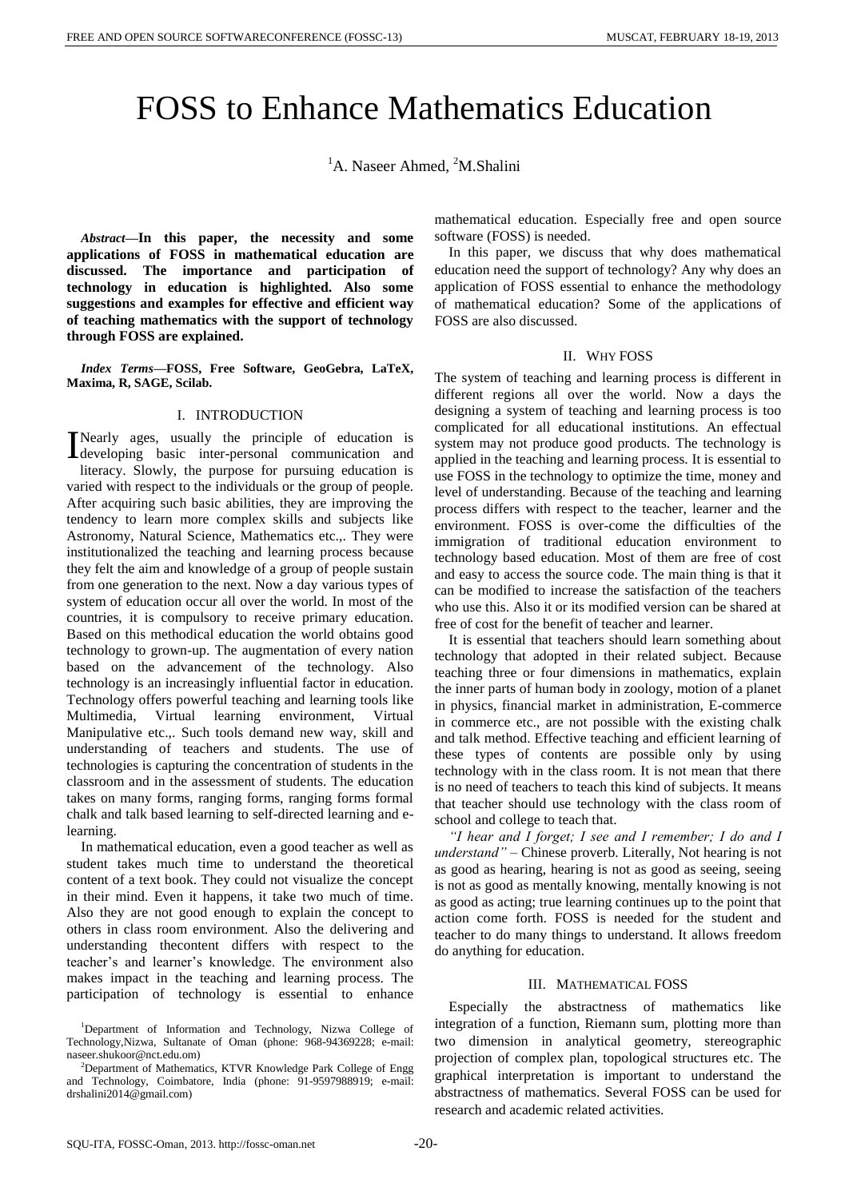# FOSS to Enhance Mathematics Education

[1]A. Naseer Ahmed, [2]M.Shalini

***Abstract*—In this paper, the necessity and some applications of FOSS in mathematical education are discussed. The importance and participation of technology in education is highlighted. Also some suggestions and examples for effective and efficient way of teaching mathematics with the support of technology through FOSS are explained.**

***Index Terms*—FOSS, Free Software, GeoGebra, LaTeX, Maxima, R, SAGE, Scilab.**

## I. INTRODUCTION

Nearly ages, usually the principle of education is developing basic inter-personal communication and literacy. Slowly, the purpose for pursuing education is varied with respect to the individuals or the group of people. After acquiring such basic abilities, they are improving the tendency to learn more complex skills and subjects like Astronomy, Natural Science, Mathematics etc.,. They were institutionalized the teaching and learning process because they felt the aim and knowledge of a group of people sustain from one generation to the next. Now a day various types of system of education occur all over the world. In most of the countries, it is compulsory to receive primary education. Based on this methodical education the world obtains good technology to grown-up. The augmentation of every nation based on the advancement of the technology. Also technology is an increasingly influential factor in education. Technology offers powerful teaching and learning tools like Multimedia, Virtual learning environment, Virtual Manipulative etc.,. Such tools demand new way, skill and understanding of teachers and students. The use of technologies is capturing the concentration of students in the classroom and in the assessment of students. The education takes on many forms, ranging forms, ranging forms formal chalk and talk based learning to self-directed learning and e-learning.

In mathematical education, even a good teacher as well as student takes much time to understand the theoretical content of a text book. They could not visualize the concept in their mind. Even it happens, it take two much of time. Also they are not good enough to explain the concept to others in class room environment. Also the delivering and understanding thecontent differs with respect to the teacher's and learner's knowledge. The environment also makes impact in the teaching and learning process. The participation of technology is essential to enhance mathematical education. Especially free and open source software (FOSS) is needed.

In this paper, we discuss that why does mathematical education need the support of technology? Any why does an application of FOSS essential to enhance the methodology of mathematical education? Some of the applications of FOSS are also discussed.

## II. WHY FOSS

The system of teaching and learning process is different in different regions all over the world. Now a days the designing a system of teaching and learning process is too complicated for all educational institutions. An effectual system may not produce good products. The technology is applied in the teaching and learning process. It is essential to use FOSS in the technology to optimize the time, money and level of understanding. Because of the teaching and learning process differs with respect to the teacher, learner and the environment. FOSS is over-come the difficulties of the immigration of traditional education environment to technology based education. Most of them are free of cost and easy to access the source code. The main thing is that it can be modified to increase the satisfaction of the teachers who use this. Also it or its modified version can be shared at free of cost for the benefit of teacher and learner.

It is essential that teachers should learn something about technology that adopted in their related subject. Because teaching three or four dimensions in mathematics, explain the inner parts of human body in zoology, motion of a planet in physics, financial market in administration, E-commerce in commerce etc., are not possible with the existing chalk and talk method. Effective teaching and efficient learning of these types of contents are possible only by using technology with in the class room. It is not mean that there is no need of teachers to teach this kind of subjects. It means that teacher should use technology with the class room of school and college to teach that.

*"I hear and I forget; I see and I remember; I do and I understand"* – Chinese proverb. Literally, Not hearing is not as good as hearing, hearing is not as good as seeing, seeing is not as good as mentally knowing, mentally knowing is not as good as acting; true learning continues up to the point that action come forth. FOSS is needed for the student and teacher to do many things to understand. It allows freedom do anything for education.

## III. MATHEMATICAL FOSS

Especially the abstractness of mathematics like integration of a function, Riemann sum, plotting more than two dimension in analytical geometry, stereographic projection of complex plan, topological structures etc. The graphical interpretation is important to understand the abstractness of mathematics. Several FOSS can be used for research and academic related activities.

[1]Department of Information and Technology, Nizwa College of Technology,Nizwa, Sultanate of Oman (phone: 968-94369228; e-mail: naseer.shukoor@nct.edu.om)

[2]Department of Mathematics, KTVR Knowledge Park College of Engg and Technology, Coimbatore, India (phone: 91-9597988919; e-mail: drshalini2014@gmail.com)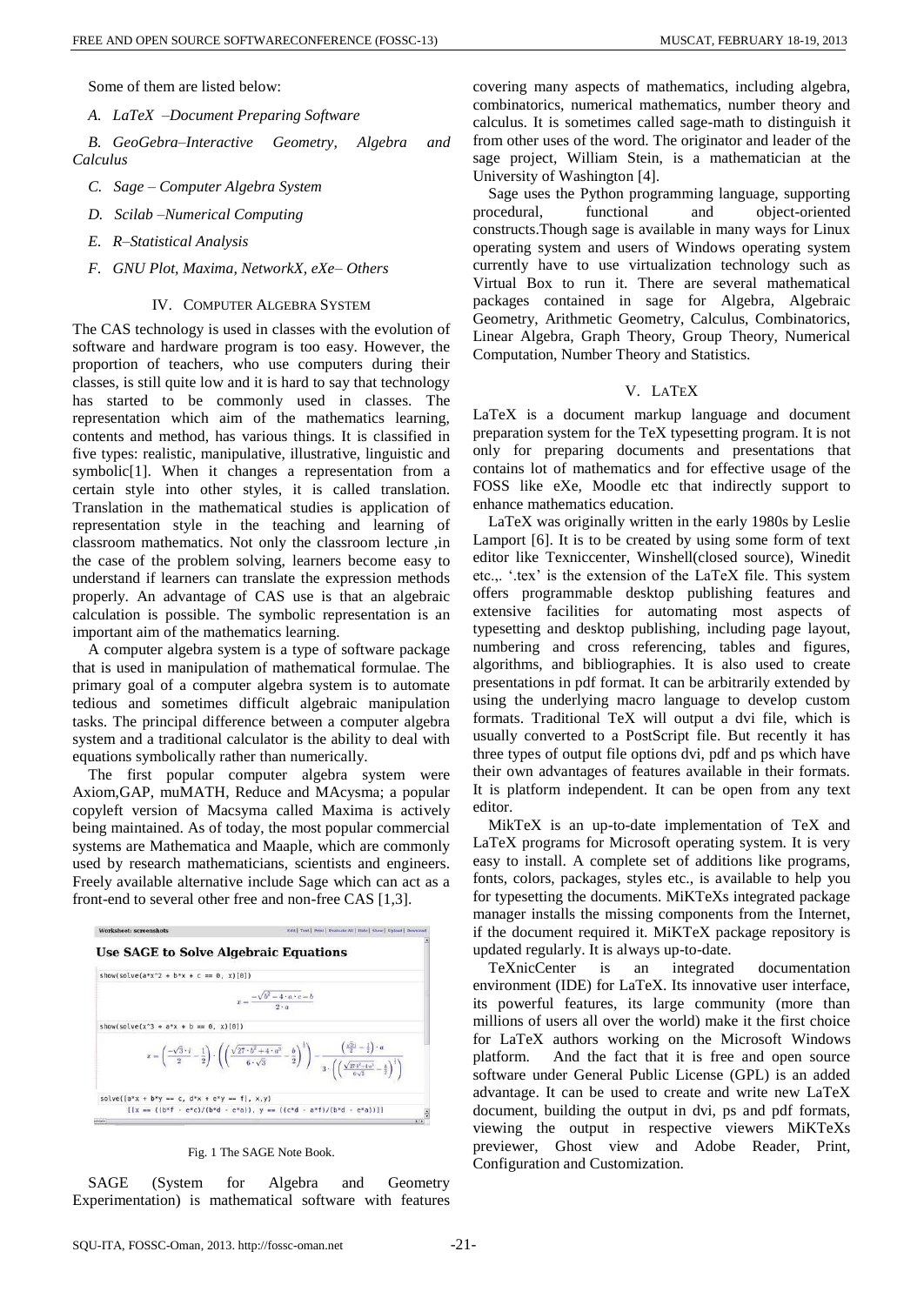Some of them are listed below:

*A. LaTeX –Document Preparing Software*

*B. GeoGebra–Interactive Geometry, Algebra and Calculus*

*C. Sage – Computer Algebra System*

*D. Scilab –Numerical Computing*

*E. R–Statistical Analysis*

*F. GNU Plot, Maxima, NetworkX, eXe– Others*

## IV. Computer Algebra System

The CAS technology is used in classes with the evolution of software and hardware program is too easy. However, the proportion of teachers, who use computers during their classes, is still quite low and it is hard to say that technology has started to be commonly used in classes. The representation which aim of the mathematics learning, contents and method, has various things. It is classified in five types: realistic, manipulative, illustrative, linguistic and symbolic[1]. When it changes a representation from a certain style into other styles, it is called translation. Translation in the mathematical studies is application of representation style in the teaching and learning of classroom mathematics. Not only the classroom lecture ,in the case of the problem solving, learners become easy to understand if learners can translate the expression methods properly. An advantage of CAS use is that an algebraic calculation is possible. The symbolic representation is an important aim of the mathematics learning.

A computer algebra system is a type of software package that is used in manipulation of mathematical formulae. The primary goal of a computer algebra system is to automate tedious and sometimes difficult algebraic manipulation tasks. The principal difference between a computer algebra system and a traditional calculator is the ability to deal with equations symbolically rather than numerically.

The first popular computer algebra system were Axiom,GAP, muMATH, Reduce and MAcysma; a popular copyleft version of Macsyma called Maxima is actively being maintained. As of today, the most popular commercial systems are Mathematica and Maaple, which are commonly used by research mathematicians, scientists and engineers. Freely available alternative include Sage which can act as a front-end to several other free and non-free CAS [1,3].

Fig. 1 The SAGE Note Book.

SAGE (System for Algebra and Geometry Experimentation) is mathematical software with features covering many aspects of mathematics, including algebra, combinatorics, numerical mathematics, number theory and calculus. It is sometimes called sage-math to distinguish it from other uses of the word. The originator and leader of the sage project, William Stein, is a mathematician at the University of Washington [4].

Sage uses the Python programming language, supporting procedural, functional and object-oriented constructs.Though sage is available in many ways for Linux operating system and users of Windows operating system currently have to use virtualization technology such as Virtual Box to run it. There are several mathematical packages contained in sage for Algebra, Algebraic Geometry, Arithmetic Geometry, Calculus, Combinatorics, Linear Algebra, Graph Theory, Group Theory, Numerical Computation, Number Theory and Statistics.

## V. LaTeX

LaTeX is a document markup language and document preparation system for the TeX typesetting program. It is not only for preparing documents and presentations that contains lot of mathematics and for effective usage of the FOSS like eXe, Moodle etc that indirectly support to enhance mathematics education.

LaTeX was originally written in the early 1980s by Leslie Lamport [6]. It is to be created by using some form of text editor like Texniccenter, Winshell(closed source), Winedit etc.,. '.tex' is the extension of the LaTeX file. This system offers programmable desktop publishing features and extensive facilities for automating most aspects of typesetting and desktop publishing, including page layout, numbering and cross referencing, tables and figures, algorithms, and bibliographies. It is also used to create presentations in pdf format. It can be arbitrarily extended by using the underlying macro language to develop custom formats. Traditional TeX will output a dvi file, which is usually converted to a PostScript file. But recently it has three types of output file options dvi, pdf and ps which have their own advantages of features available in their formats. It is platform independent. It can be open from any text editor.

MikTeX is an up-to-date implementation of TeX and LaTeX programs for Microsoft operating system. It is very easy to install. A complete set of additions like programs, fonts, colors, packages, styles etc., is available to help you for typesetting the documents. MiKTeXs integrated package manager installs the missing components from the Internet, if the document required it. MiKTeX package repository is updated regularly. It is always up-to-date.

TeXnicCenter is an integrated documentation environment (IDE) for LaTeX. Its innovative user interface, its powerful features, its large community (more than millions of users all over the world) make it the first choice for LaTeX authors working on the Microsoft Windows platform. And the fact that it is free and open source software under General Public License (GPL) is an added advantage. It can be used to create and write new LaTeX document, building the output in dvi, ps and pdf formats, viewing the output in respective viewers MiKTeXs previewer, Ghost view and Adobe Reader, Print, Configuration and Customization.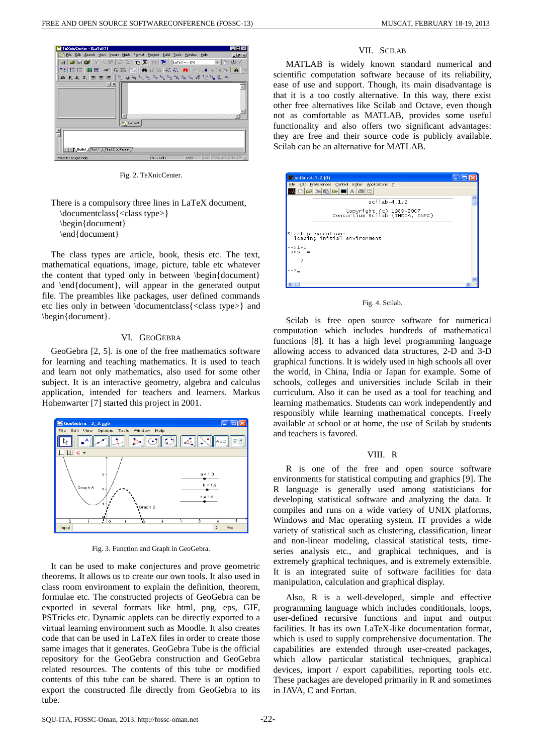Fig. 2. TeXnicCenter.

There is a compulsory three lines in LaTeX document,

\documentclass{<class type>}
\begin{document}
\end{document}

The class types are article, book, thesis etc. The text, mathematical equations, image, picture, table etc whatever the content that typed only in between \begin{document} and \end{document}, will appear in the generated output file. The preambles like packages, user defined commands etc lies only in between \documentclass{<class type>} and \begin{document}.

## VI. GeoGebra

GeoGebra [2, 5]. is one of the free mathematics software for learning and teaching mathematics. It is used to teach and learn not only mathematics, also used for some other subject. It is an interactive geometry, algebra and calculus application, intended for teachers and learners. Markus Hohenwarter [7] started this project in 2001.

Fig. 3. Function and Graph in GeoGebra.

It can be used to make conjectures and prove geometric theorems. It allows us to create our own tools. It also used in class room environment to explain the definition, theorem, formulae etc. The constructed projects of GeoGebra can be exported in several formats like html, png, eps, GIF, PSTricks etc. Dynamic applets can be directly exported to a virtual learning environment such as Moodle. It also creates code that can be used in LaTeX files in order to create those same images that it generates. GeoGebra Tube is the official repository for the GeoGebra construction and GeoGebra related resources. The contents of this tube or modified contents of this tube can be shared. There is an option to export the constructed file directly from GeoGebra to its tube.

## VII. Scilab

MATLAB is widely known standard numerical and scientific computation software because of its reliability, ease of use and support. Though, its main disadvantage is that it is a too costly alternative. In this way, there exist other free alternatives like Scilab and Octave, even though not as comfortable as MATLAB, provides some useful functionality and also offers two significant advantages: they are free and their source code is publicly available. Scilab can be an alternative for MATLAB.

Fig. 4. Scilab.

Scilab is free open source software for numerical computation which includes hundreds of mathematical functions [8]. It has a high level programming language allowing access to advanced data structures, 2-D and 3-D graphical functions. It is widely used in high schools all over the world, in China, India or Japan for example. Some of schools, colleges and universities include Scilab in their curriculum. Also it can be used as a tool for teaching and learning mathematics. Students can work independently and responsibly while learning mathematical concepts. Freely available at school or at home, the use of Scilab by students and teachers is favored.

## VIII. R

R is one of the free and open source software environments for statistical computing and graphics [9]. The R language is generally used among statisticians for developing statistical software and analyzing the data. It compiles and runs on a wide variety of UNIX platforms, Windows and Mac operating system. IT provides a wide variety of statistical such as clustering, classification, linear and non-linear modeling, classical statistical tests, time-series analysis etc., and graphical techniques, and is extremely graphical techniques, and is extremely extensible. It is an integrated suite of software facilities for data manipulation, calculation and graphical display.

Also, R is a well-developed, simple and effective programming language which includes conditionals, loops, user-defined recursive functions and input and output facilities. It has its own LaTeX-like documentation format, which is used to supply comprehensive documentation. The capabilities are extended through user-created packages, which allow particular statistical techniques, graphical devices, import / export capabilities, reporting tools etc. These packages are developed primarily in R and sometimes in JAVA, C and Fortan.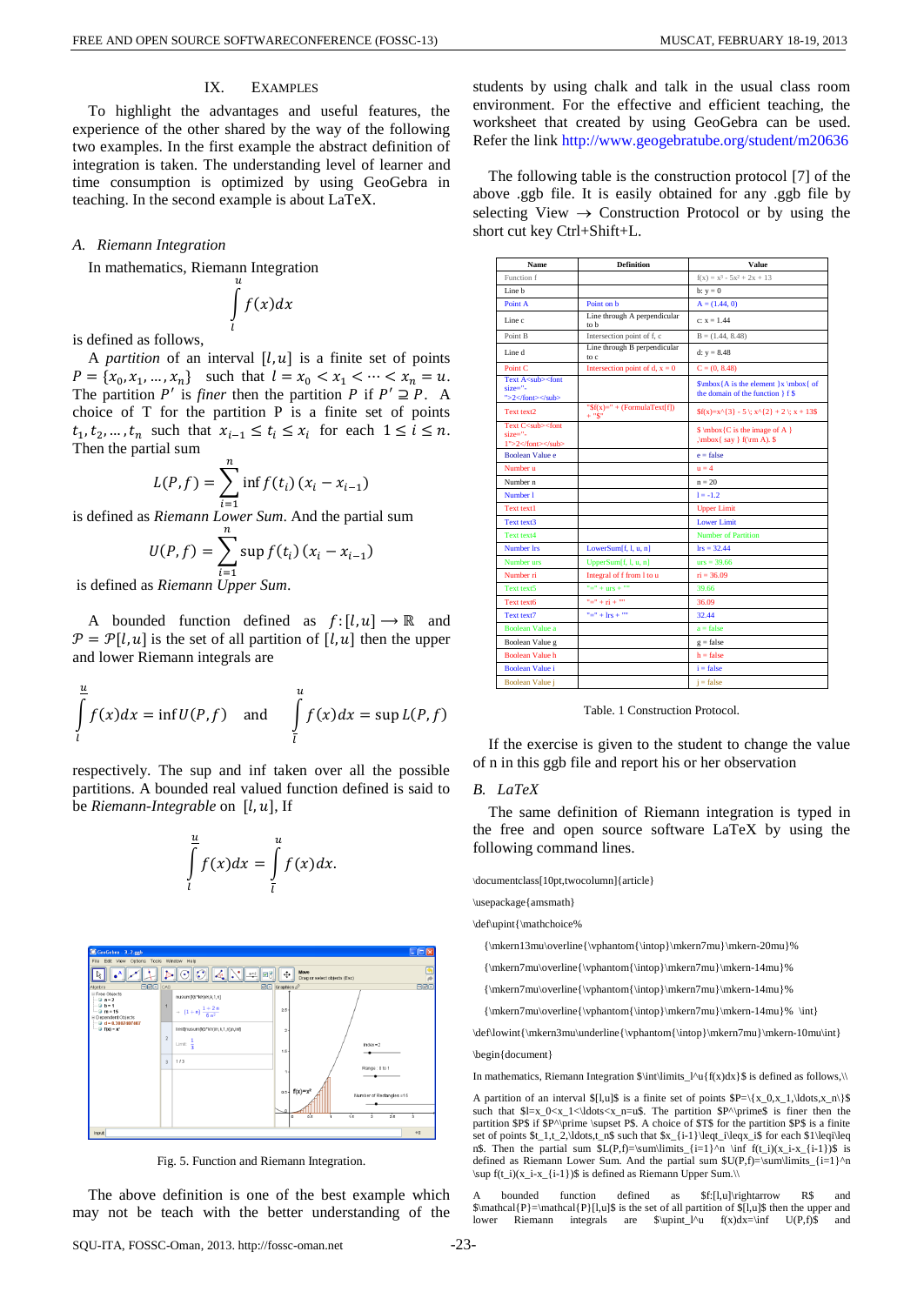## IX. EXAMPLES

To highlight the advantages and useful features, the experience of the other shared by the way of the following two examples. In the first example the abstract definition of integration is taken. The understanding level of learner and time consumption is optimized by using GeoGebra in teaching. In the second example is about LaTeX.

### *A. Riemann Integration*

In mathematics, Riemann Integration

$$\int_l^u f(x)dx$$

is defined as follows,

A *partition* of an interval $[l,u]$ is a finite set of points $P = \{x_0, x_1, \ldots, x_n\}$ such that $l = x_0 < x_1 < \cdots < x_n = u$. The partition $P'$ is *finer* then the partition $P$ if $P' \supseteq P$. A choice of T for the partition P is a finite set of points $t_1, t_2, \ldots, t_n$ such that $x_{i-1} \leq t_i \leq x_i$ for each $1 \leq i \leq n$. Then the partial sum

$$L(P,f) = \sum_{i=1}^{n} \inf f(t_i)\,(x_i - x_{i-1})$$

is defined as *Riemann Lower Sum*. And the partial sum

$$U(P,f) = \sum_{i=1}^{n} \sup f(t_i)\,(x_i - x_{i-1})$$

is defined as *Riemann Upper Sum*.

A bounded function defined as $f:[l,u] \longrightarrow \mathbb{R}$ and $\mathcal{P} = \mathcal{P}[l,u]$ is the set of all partition of $[l,u]$ then the upper and lower Riemann integrals are

$$\overline{\int_l^u} f(x)dx = \inf U(P,f) \quad \text{and} \quad \underline{\int_l^u} f(x)dx = \sup L(P,f)$$

respectively. The sup and inf taken over all the possible partitions. A bounded real valued function defined is said to be *Riemann-Integrable* on $[l,u]$, If

$$\overline{\int_l^u} f(x)dx = \underline{\int_l^u} f(x)dx.$$

Fig. 5. Function and Riemann Integration.

The above definition is one of the best example which may not be teach with the better understanding of the students by using chalk and talk in the usual class room environment. For the effective and efficient teaching, the worksheet that created by using GeoGebra can be used. Refer the link http://www.geogebratube.org/student/m20636

The following table is the construction protocol [7] of the above .ggb file. It is easily obtained for any .ggb file by selecting View $\rightarrow$ Construction Protocol or by using the short cut key Ctrl+Shift+L.

| Name | Definition | Value |
|---|---|---|
| Function f | | f(x) = x³ - 5x² + 2x + 13 |
| Line b | | b: y = 0 |
| Point A | Point on b | A = (1.44, 0) |
| Line c | Line through A perpendicular to b | c: x = 1.44 |
| Point B | Intersection point of f, c | B = (1.44, 8.48) |
| Line d | Line through B perpendicular to c | d: y = 8.48 |
| Point C | Intersection point of d, x = 0 | C = (0, 8.48) |
| Text A<sub><font size="-">2</font></sub> | | $\mbox{A is the element }x \mbox{ of the domain of the function } f $ |
| Text text2 | "$f(x)=" + (FormulaText[f]) + "$" | $f(x)=x^{3} - 5 \; x^{2} + 2 \; x + 13$ |
| Text C<sub><font size="-1">2</font></sub> | | $ \mbox{C is the image of A } ,\mbox{ say } f(\rm A). $ |
| Boolean Value e | | e = false |
| Number u | | u = 4 |
| Number n | | n = 20 |
| Number l | | l = -1.2 |
| Text text1 | | Upper Limit |
| Text text3 | | Lower Limit |
| Text text4 | | Number of Partition |
| Number lrs | LowerSum[f, l, u, n] | lrs = 32.44 |
| Number urs | UpperSum[f, l, u, n] | urs = 39.66 |
| Number ri | Integral of f from l to u | ri = 36.09 |
| Text text5 | "=" + urs + "" | 39.66 |
| Text text6 | "=" + ri + "" | 36.09 |
| Text text7 | "=" + lrs + "" | 32.44 |
| Boolean Value a | | a = false |
| Boolean Value g | | g = false |
| Boolean Value h | | h = false |
| Boolean Value i | | i = false |
| Boolean Value j | | j = false |

Table. 1 Construction Protocol.

If the exercise is given to the student to change the value of n in this ggb file and report his or her observation

### *B. LaTeX*

The same definition of Riemann integration is typed in the free and open source software LaTeX by using the following command lines.

```
\documentclass[10pt,twocolumn]{article}

\usepackage{amsmath}

\def\upint{\mathchoice%

  {\mkern13mu\overline{\vphantom{\intop}\mkern7mu}\mkern-20mu}%

  {\mkern7mu\overline{\vphantom{\intop}\mkern7mu}\mkern-14mu}%

  {\mkern7mu\overline{\vphantom{\intop}\mkern7mu}\mkern-14mu}%

  {\mkern7mu\overline{\vphantom{\intop}\mkern7mu}\mkern-14mu}% \int}

\def\lowint{\mkern3mu\underline{\vphantom{\intop}\mkern7mu}\mkern-10mu\int}

\begin{document}

In mathematics, Riemann Integration $\int\limits_l^u{f(x)dx}$ is defined as follows,\\

A partition of an interval $[l,u]$ is a finite set of points $P=\{x_0,x_1,\ldots,x_n\}$ such that $l=x_0<x_1<\ldots<x_n=u$. The partition $P^\prime$ is finer then the partition $P$ if $P^\prime \supset P$. A choice of $T$ for the partition $P$ is a finite set of points $t_1,t_2,\ldots,t_n$ such that $x_{i-1}\leq t_i\leq x_i$ for each $1\leq i\leq n$. Then the partial sum $L(P,f)=\sum\limits_{i=1}^n \inf f(t_i)(x_i-x_{i-1})$ is defined as Riemann Lower Sum. And the partial sum $U(P,f)=\sum\limits_{i=1}^n \sup f(t_i)(x_i-x_{i-1})$ is defined as Riemann Upper Sum.\\

A bounded function defined as $f:[l,u]\rightarrow R$ and $\mathcal{P}=\mathcal{P}[l,u]$ is the set of all partition of $[l,u]$ then the upper and lower Riemann integrals are $\upint_l^u f(x)dx=\inf U(P,f)$ and
```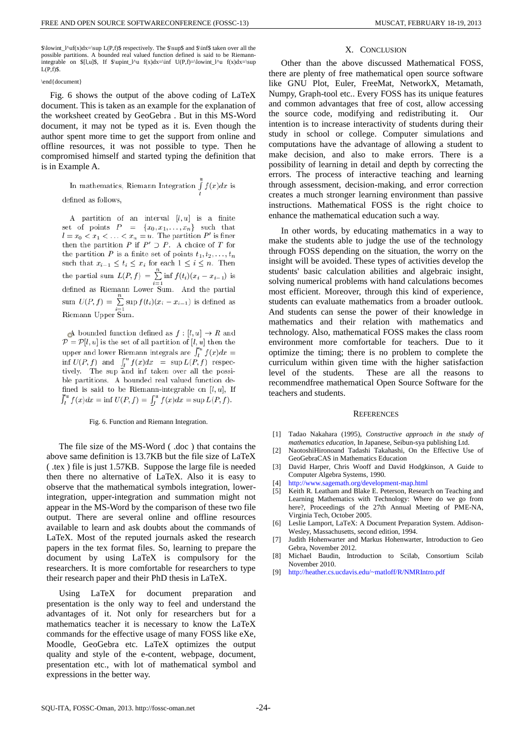$\lowint_l^uf(x)dx=\sup L(P,f)$ respectively. The $\sup$ and $\inf$ taken over all the possible partitions. A bounded real valued function defined is said to be Riemann-integrable on $[l,u]$, If $\upint_l^u f(x)dx=\inf U(P,f)=\lowint_l^u f(x)dx=\sup L(P,f)$.

```
\end{document}
```

Fig. 6 shows the output of the above coding of LaTeX document. This is taken as an example for the explanation of the worksheet created by GeoGebra . But in this MS-Word document, it may not be typed as it is. Even though the author spent more time to get the support from online and offline resources, it was not possible to type. Then he compromised himself and started typing the definition that is in Example A.

In mathematics, Riemann Integration $\int_l^u f(x)dx$ is defined as follows,

A partition of an interval $[l,u]$ is a finite set of points $P = \{x_0, x_1, \ldots, x_n\}$ such that $l = x_0 < x_1 < \ldots < x_n = u$. The partition $P'$ is finer then the partition $P$ if $P' \supset P$. A choice of $T$ for the partition $P$ is a finite set of points $t_1, t_2, \ldots, t_n$ such that $x_{i-1} \leq t_i \leq x_i$ for each $1 \leq i \leq n$. Then the partial sum $L(P,f) = \sum_{i=1}^{n} \inf f(t_i)(x_i - x_{i-1})$ is defined as Riemann Lower Sum. And the partial sum $U(P,f) = \sum_{i=1}^{n} \sup f(t_i)(x_i - x_{i-1})$ is defined as Riemann Upper Sum.

A bounded function defined as $f : [l,u] \to R$ and $\mathcal{P} = \mathcal{P}[l,u]$ is the set of all partition of $[l,u]$ then the upper and lower Riemann integrals are $\overline{\int_l^u} f(x)dx = \inf U(P,f)$ and $\underline{\int_l^u} f(x)dx = \sup L(P,f)$ respectively. The sup and inf taken over all the possible partitions. A bounded real valued function defined is said to be Riemann-integrable on $[l,u]$, If $\overline{\int_l^u} f(x)dx = \inf U(P,f) = \underline{\int_l^u} f(x)dx = \sup L(P,f)$.

Fig. 6. Function and Riemann Integration.

The file size of the MS-Word ( .doc ) that contains the above same definition is 13.7KB but the file size of LaTeX ( .tex ) file is just 1.57KB. Suppose the large file is needed then there no alternative of LaTeX. Also it is easy to observe that the mathematical symbols integration, lower-integration, upper-integration and summation might not appear in the MS-Word by the comparison of these two file output. There are several online and offline resources available to learn and ask doubts about the commands of LaTeX. Most of the reputed journals asked the research papers in the tex format files. So, learning to prepare the document by using LaTeX is compulsory for the researchers. It is more comfortable for researchers to type their research paper and their PhD thesis in LaTeX.

Using LaTeX for document preparation and presentation is the only way to feel and understand the advantages of it. Not only for researchers but for a mathematics teacher it is necessary to know the LaTeX commands for the effective usage of many FOSS like eXe, Moodle, GeoGebra etc. LaTeX optimizes the output quality and style of the e-content, webpage, document, presentation etc., with lot of mathematical symbol and expressions in the better way.

## X. Conclusion

Other than the above discussed Mathematical FOSS, there are plenty of free mathematical open source software like GNU Plot, Euler, FreeMat, NetworkX, Metamath, Numpy, Graph-tool etc.. Every FOSS has its unique features and common advantages that free of cost, allow accessing the source code, modifying and redistributing it. Our intention is to increase interactivity of students during their study in school or college. Computer simulations and computations have the advantage of allowing a student to make decision, and also to make errors. There is a possibility of learning in detail and depth by correcting the errors. The process of interactive teaching and learning through assessment, decision-making, and error correction creates a much stronger learning environment than passive instructions. Mathematical FOSS is the right choice to enhance the mathematical education such a way.

In other words, by educating mathematics in a way to make the students able to judge the use of the technology through FOSS depending on the situation, the worry on the insight will be avoided. These types of activities develop the students' basic calculation abilities and algebraic insight, solving numerical problems with hand calculations becomes most efficient. Moreover, through this kind of experience, students can evaluate mathematics from a broader outlook. And students can sense the power of their knowledge in mathematics and their relation with mathematics and technology. Also, mathematical FOSS makes the class room environment more comfortable for teachers. Due to it optimize the timing; there is no problem to complete the curriculum within given time with the higher satisfaction level of the students. These are all the reasons to recommendfree mathematical Open Source Software for the teachers and students.

## References

[1] Tadao Nakahara (1995), *Constructive approach in the study of mathematics education*, In Japanese, Seibun-sya publishing Ltd.

[2] NaotoshiHironoand Tadashi Takahashi, On the Effective Use of GeoGebraCAS in Mathematics Education

[3] David Harper, Chris Wooff and David Hodgkinson, A Guide to Computer Algebra Systems, 1990.

[4] http://www.sagemath.org/development-map.html

[5] Keith R. Leatham and Blake E. Peterson, Research on Teaching and Learning Mathematics with Technology: Where do we go from here?, Proceedings of the 27th Annual Meeting of PME-NA, Virginia Tech, October 2005.

[6] Leslie Lamport, LaTeX: A Document Preparation System. Addison-Wesley, Massachusetts, second edition, 1994.

[7] Judith Hohenwarter and Markus Hohenwarter, Introduction to Geo Gebra, November 2012.

[8] Michael Baudin, Introduction to Scilab, Consortium Scilab November 2010.

[9] http://heather.cs.ucdavis.edu/~matloff/R/NMRIntro.pdf